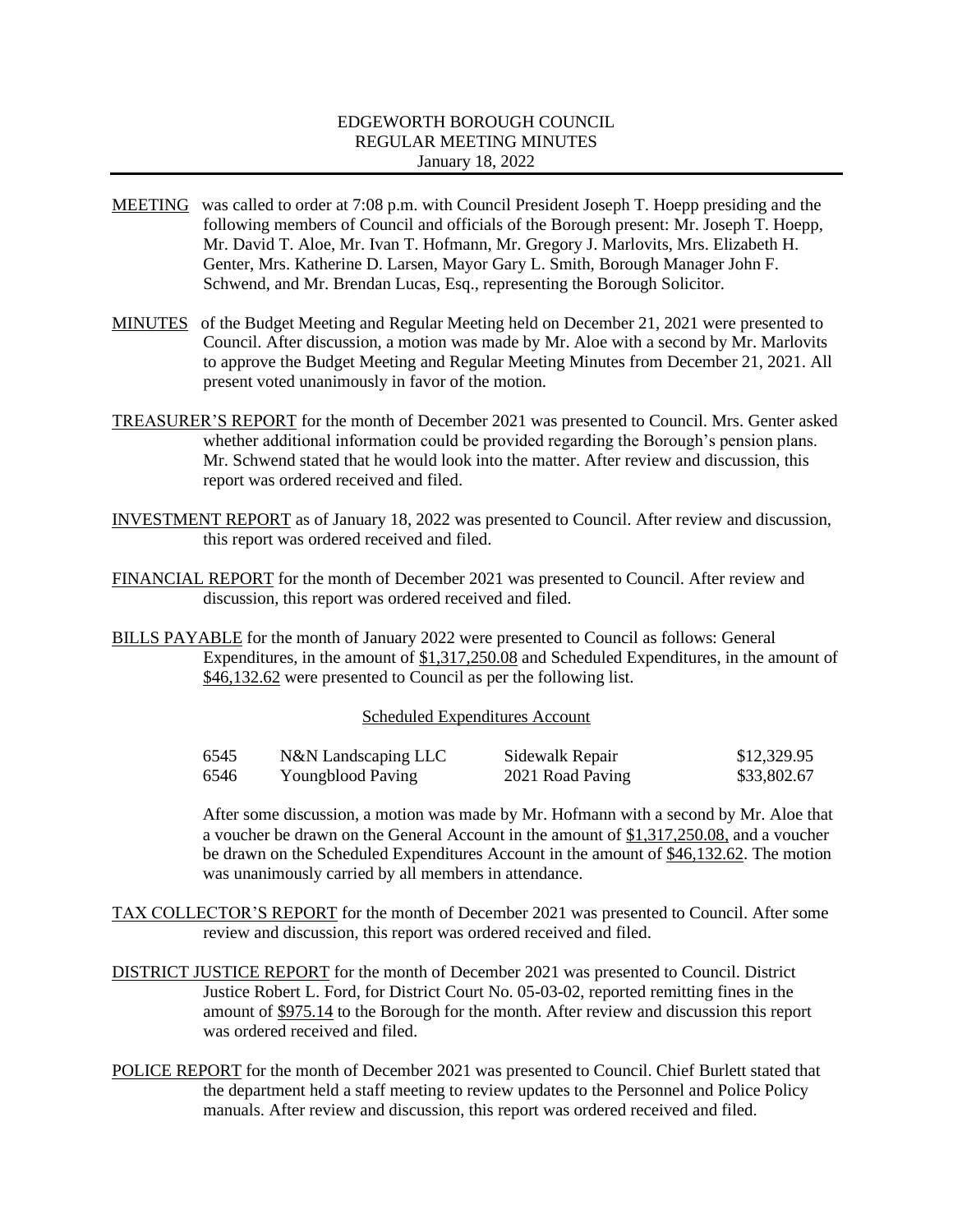# EDGEWORTH BOROUGH COUNCIL
## REGULAR MEETING MINUTES
### January 18, 2022

MEETING was called to order at 7:08 p.m. with Council President Joseph T. Hoepp presiding and the following members of Council and officials of the Borough present: Mr. Joseph T. Hoepp, Mr. David T. Aloe, Mr. Ivan T. Hofmann, Mr. Gregory J. Marlovits, Mrs. Elizabeth H. Genter, Mrs. Katherine D. Larsen, Mayor Gary L. Smith, Borough Manager John F. Schwend, and Mr. Brendan Lucas, Esq., representing the Borough Solicitor.

MINUTES of the Budget Meeting and Regular Meeting held on December 21, 2021 were presented to Council. After discussion, a motion was made by Mr. Aloe with a second by Mr. Marlovits to approve the Budget Meeting and Regular Meeting Minutes from December 21, 2021. All present voted unanimously in favor of the motion.

TREASURER'S REPORT for the month of December 2021 was presented to Council. Mrs. Genter asked whether additional information could be provided regarding the Borough's pension plans. Mr. Schwend stated that he would look into the matter. After review and discussion, this report was ordered received and filed.

INVESTMENT REPORT as of January 18, 2022 was presented to Council. After review and discussion, this report was ordered received and filed.

FINANCIAL REPORT for the month of December 2021 was presented to Council. After review and discussion, this report was ordered received and filed.

BILLS PAYABLE for the month of January 2022 were presented to Council as follows: General Expenditures, in the amount of $1,317,250.08 and Scheduled Expenditures, in the amount of $46,132.62 were presented to Council as per the following list.

Scheduled Expenditures Account

| | | | |
|---|---|---|---|
| 6545 | N&N Landscaping LLC | Sidewalk Repair | $12,329.95 |
| 6546 | Youngblood Paving | 2021 Road Paving | $33,802.67 |

After some discussion, a motion was made by Mr. Hofmann with a second by Mr. Aloe that a voucher be drawn on the General Account in the amount of $1,317,250.08, and a voucher be drawn on the Scheduled Expenditures Account in the amount of $46,132.62. The motion was unanimously carried by all members in attendance.

TAX COLLECTOR'S REPORT for the month of December 2021 was presented to Council. After some review and discussion, this report was ordered received and filed.

DISTRICT JUSTICE REPORT for the month of December 2021 was presented to Council. District Justice Robert L. Ford, for District Court No. 05-03-02, reported remitting fines in the amount of $975.14 to the Borough for the month. After review and discussion this report was ordered received and filed.

POLICE REPORT for the month of December 2021 was presented to Council. Chief Burlett stated that the department held a staff meeting to review updates to the Personnel and Police Policy manuals. After review and discussion, this report was ordered received and filed.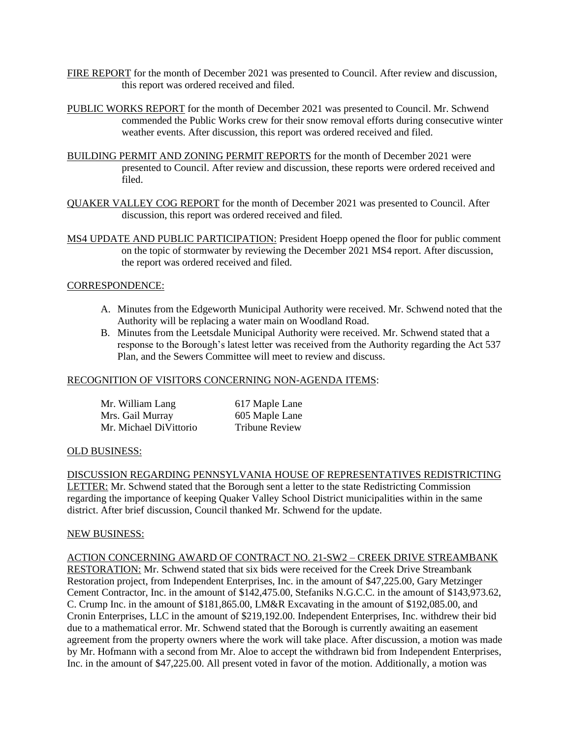<u>FIRE REPORT</u> for the month of December 2021 was presented to Council. After review and discussion, this report was ordered received and filed.

<u>PUBLIC WORKS REPORT</u> for the month of December 2021 was presented to Council. Mr. Schwend commended the Public Works crew for their snow removal efforts during consecutive winter weather events. After discussion, this report was ordered received and filed.

<u>BUILDING PERMIT AND ZONING PERMIT REPORTS</u> for the month of December 2021 were presented to Council. After review and discussion, these reports were ordered received and filed.

<u>QUAKER VALLEY COG REPORT</u> for the month of December 2021 was presented to Council. After discussion, this report was ordered received and filed.

<u>MS4 UPDATE AND PUBLIC PARTICIPATION:</u> President Hoepp opened the floor for public comment on the topic of stormwater by reviewing the December 2021 MS4 report. After discussion, the report was ordered received and filed.

<u>CORRESPONDENCE:</u>

A. Minutes from the Edgeworth Municipal Authority were received. Mr. Schwend noted that the Authority will be replacing a water main on Woodland Road.
B. Minutes from the Leetsdale Municipal Authority were received. Mr. Schwend stated that a response to the Borough's latest letter was received from the Authority regarding the Act 537 Plan, and the Sewers Committee will meet to review and discuss.

<u>RECOGNITION OF VISITORS CONCERNING NON-AGENDA ITEMS</u>:

| | |
|---|---|
| Mr. William Lang | 617 Maple Lane |
| Mrs. Gail Murray | 605 Maple Lane |
| Mr. Michael DiVittorio | Tribune Review |

<u>OLD BUSINESS:</u>

<u>DISCUSSION REGARDING PENNSYLVANIA HOUSE OF REPRESENTATIVES REDISTRICTING LETTER:</u> Mr. Schwend stated that the Borough sent a letter to the state Redistricting Commission regarding the importance of keeping Quaker Valley School District municipalities within in the same district. After brief discussion, Council thanked Mr. Schwend for the update.

<u>NEW BUSINESS:</u>

<u>ACTION CONCERNING AWARD OF CONTRACT NO. 21-SW2 – CREEK DRIVE STREAMBANK RESTORATION:</u> Mr. Schwend stated that six bids were received for the Creek Drive Streambank Restoration project, from Independent Enterprises, Inc. in the amount of $47,225.00, Gary Metzinger Cement Contractor, Inc. in the amount of $142,475.00, Stefaniks N.G.C.C. in the amount of $143,973.62, C. Crump Inc. in the amount of $181,865.00, LM&R Excavating in the amount of $192,085.00, and Cronin Enterprises, LLC in the amount of $219,192.00. Independent Enterprises, Inc. withdrew their bid due to a mathematical error. Mr. Schwend stated that the Borough is currently awaiting an easement agreement from the property owners where the work will take place. After discussion, a motion was made by Mr. Hofmann with a second from Mr. Aloe to accept the withdrawn bid from Independent Enterprises, Inc. in the amount of $47,225.00. All present voted in favor of the motion. Additionally, a motion was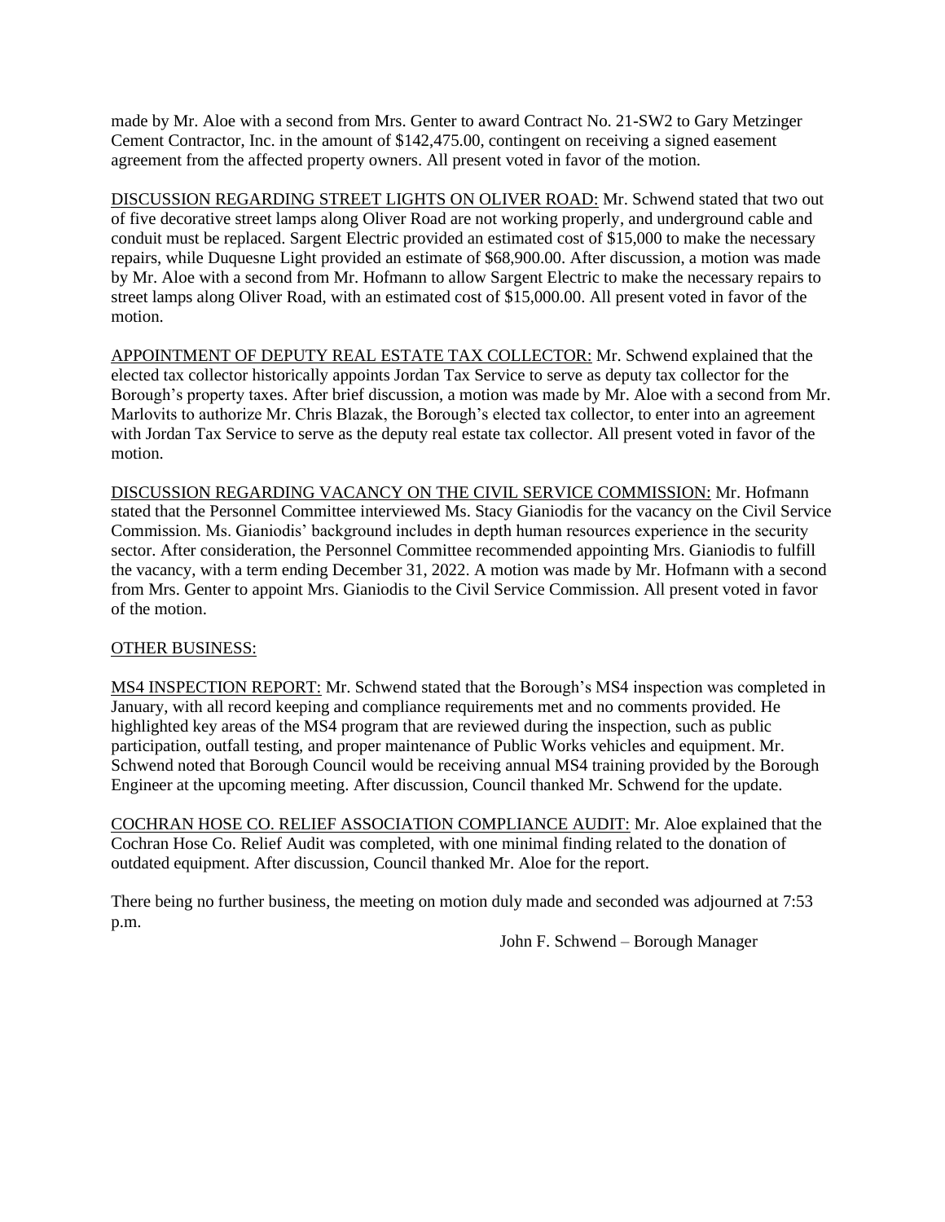made by Mr. Aloe with a second from Mrs. Genter to award Contract No. 21-SW2 to Gary Metzinger Cement Contractor, Inc. in the amount of $142,475.00, contingent on receiving a signed easement agreement from the affected property owners. All present voted in favor of the motion.

<u>DISCUSSION REGARDING STREET LIGHTS ON OLIVER ROAD:</u> Mr. Schwend stated that two out of five decorative street lamps along Oliver Road are not working properly, and underground cable and conduit must be replaced. Sargent Electric provided an estimated cost of $15,000 to make the necessary repairs, while Duquesne Light provided an estimate of $68,900.00. After discussion, a motion was made by Mr. Aloe with a second from Mr. Hofmann to allow Sargent Electric to make the necessary repairs to street lamps along Oliver Road, with an estimated cost of $15,000.00. All present voted in favor of the motion.

<u>APPOINTMENT OF DEPUTY REAL ESTATE TAX COLLECTOR:</u> Mr. Schwend explained that the elected tax collector historically appoints Jordan Tax Service to serve as deputy tax collector for the Borough's property taxes. After brief discussion, a motion was made by Mr. Aloe with a second from Mr. Marlovits to authorize Mr. Chris Blazak, the Borough's elected tax collector, to enter into an agreement with Jordan Tax Service to serve as the deputy real estate tax collector. All present voted in favor of the motion.

<u>DISCUSSION REGARDING VACANCY ON THE CIVIL SERVICE COMMISSION:</u> Mr. Hofmann stated that the Personnel Committee interviewed Ms. Stacy Gianiodis for the vacancy on the Civil Service Commission. Ms. Gianiodis' background includes in depth human resources experience in the security sector. After consideration, the Personnel Committee recommended appointing Mrs. Gianiodis to fulfill the vacancy, with a term ending December 31, 2022. A motion was made by Mr. Hofmann with a second from Mrs. Genter to appoint Mrs. Gianiodis to the Civil Service Commission. All present voted in favor of the motion.

<u>OTHER BUSINESS:</u>

<u>MS4 INSPECTION REPORT:</u> Mr. Schwend stated that the Borough's MS4 inspection was completed in January, with all record keeping and compliance requirements met and no comments provided. He highlighted key areas of the MS4 program that are reviewed during the inspection, such as public participation, outfall testing, and proper maintenance of Public Works vehicles and equipment. Mr. Schwend noted that Borough Council would be receiving annual MS4 training provided by the Borough Engineer at the upcoming meeting. After discussion, Council thanked Mr. Schwend for the update.

<u>COCHRAN HOSE CO. RELIEF ASSOCIATION COMPLIANCE AUDIT:</u> Mr. Aloe explained that the Cochran Hose Co. Relief Audit was completed, with one minimal finding related to the donation of outdated equipment. After discussion, Council thanked Mr. Aloe for the report.

There being no further business, the meeting on motion duly made and seconded was adjourned at 7:53 p.m.

John F. Schwend – Borough Manager